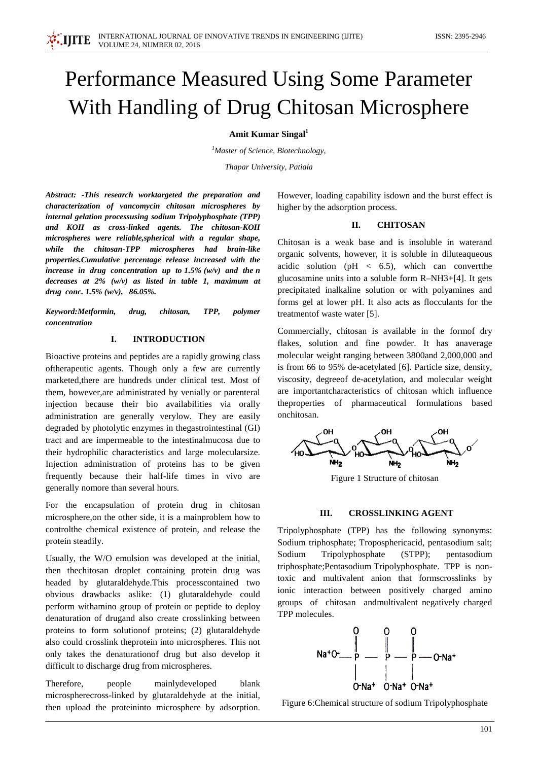# Performance Measured Using Some Parameter With Handling of Drug Chitosan Microsphere

**Amit Kumar Singal[1]**

[1]*Master of Science, Biotechnology,*

*Thapar University, Patiala*

***Abstract: -This research worktargeted the preparation and characterization of vancomycin chitosan microspheres by internal gelation processusing sodium Tripolyphosphate (TPP) and KOH as cross-linked agents. The chitosan-KOH microspheres were reliable,spherical with a regular shape, while the chitosan-TPP microspheres had brain-like properties.Cumulative percentage release increased with the increase in drug concentration up to 1.5% (w/v) and the n decreases at 2% (w/v) as listed in table 1, maximum at drug conc. 1.5% (w/v), 86.05%.***

***Keyword:Metformin, drug, chitosan, TPP, polymer concentration***

## I. INTRODUCTION

Bioactive proteins and peptides are a rapidly growing class oftherapeutic agents. Though only a few are currently marketed,there are hundreds under clinical test. Most of them, however,are administrated by venially or parenteral injection because their bio availabilities via orally administration are generally verylow. They are easily degraded by photolytic enzymes in thegastrointestinal (GI) tract and are impermeable to the intestinalmucosa due to their hydrophilic characteristics and large molecularsize. Injection administration of proteins has to be given frequently because their half-life times in vivo are generally nomore than several hours.

For the encapsulation of protein drug in chitosan microsphere,on the other side, it is a mainproblem how to controlthe chemical existence of protein, and release the protein steadily.

Usually, the W/O emulsion was developed at the initial, then thechitosan droplet containing protein drug was headed by glutaraldehyde.This processcontained two obvious drawbacks aslike: (1) glutaraldehyde could perform withamino group of protein or peptide to deploy denaturation of drugand also create crosslinking between proteins to form solutionof proteins; (2) glutaraldehyde also could crosslink theprotein into microspheres. This not only takes the denaturationof drug but also develop it difficult to discharge drug from microspheres.

Therefore, people mainlydeveloped blank microspherecross-linked by glutaraldehyde at the initial, then upload the proteininto microsphere by adsorption. However, loading capability isdown and the burst effect is higher by the adsorption process.

## II. CHITOSAN

Chitosan is a weak base and is insoluble in waterand organic solvents, however, it is soluble in diluteaqueous acidic solution (pH < 6.5), which can convertthe glucosamine units into a soluble form R–$NH_3^+$[4]. It gets precipitated inalkaline solution or with polyamines and forms gel at lower pH. It also acts as flocculants for the treatmentof waste water [5].

Commercially, chitosan is available in the formof dry flakes, solution and fine powder. It has anaverage molecular weight ranging between 3800and 2,000,000 and is from 66 to 95% de-acetylated [6]. Particle size, density, viscosity, degreeof de-acetylation, and molecular weight are importantcharacteristics of chitosan which influence theproperties of pharmaceutical formulations based onchitosan.

Figure 1 Structure of chitosan

## III. CROSSLINKING AGENT

Tripolyphosphate (TPP) has the following synonyms: Sodium triphosphate; Troposphericacid, pentasodium salt; Sodium Tripolyphosphate (STPP); pentasodium triphosphate;Pentasodium Tripolyphosphate. TPP is non-toxic and multivalent anion that formscrosslinks by ionic interaction between positively charged amino groups of chitosan andmultivalent negatively charged TPP molecules.

Figure 6:Chemical structure of sodium Tripolyphosphate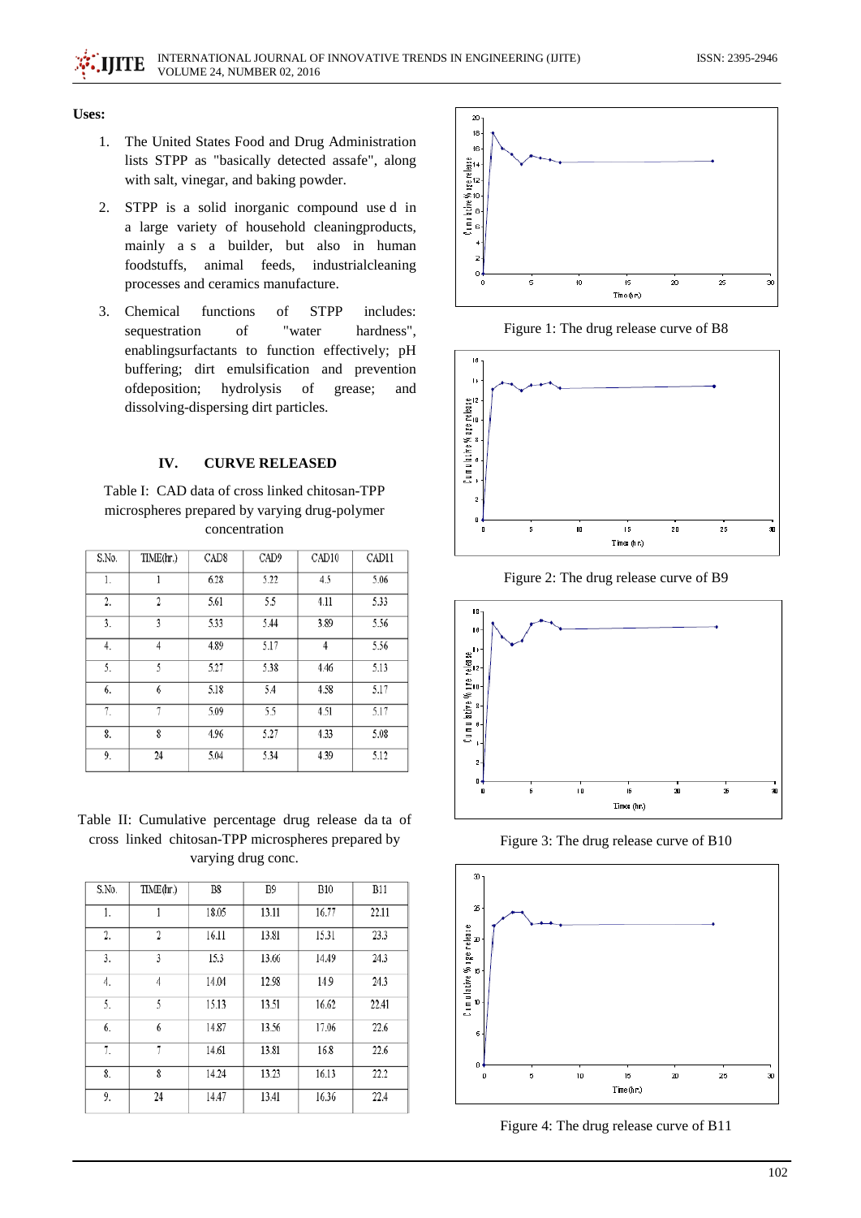**Uses:**

1. The United States Food and Drug Administration lists STPP as "basically detected assafe", along with salt, vinegar, and baking powder.
2. STPP is a solid inorganic compound use d in a large variety of household cleaningproducts, mainly a s a builder, but also in human foodstuffs, animal feeds, industrialcleaning processes and ceramics manufacture.
3. Chemical functions of STPP includes: sequestration of "water hardness", enablingsurfactants to function effectively; pH buffering; dirt emulsification and prevention ofdeposition; hydrolysis of grease; and dissolving-dispersing dirt particles.

## IV. CURVE RELEASED

Table I: CAD data of cross linked chitosan-TPP microspheres prepared by varying drug-polymer concentration

| S.No. | TIME(hr.) | CAD8 | CAD9 | CAD10 | CAD11 |
|---|---|---|---|---|---|
| 1. | 1 | 6.28 | 5.22 | 4.5 | 5.06 |
| 2. | 2 | 5.61 | 5.5 | 4.11 | 5.33 |
| 3. | 3 | 5.33 | 5.44 | 3.89 | 5.56 |
| 4. | 4 | 4.89 | 5.17 | 4 | 5.56 |
| 5. | 5 | 5.27 | 5.38 | 4.46 | 5.13 |
| 6. | 6 | 5.18 | 5.4 | 4.58 | 5.17 |
| 7. | 7 | 5.09 | 5.5 | 4.51 | 5.17 |
| 8. | 8 | 4.96 | 5.27 | 4.33 | 5.08 |
| 9. | 24 | 5.04 | 5.34 | 4.39 | 5.12 |

Table II: Cumulative percentage drug release da ta of cross linked chitosan-TPP microspheres prepared by varying drug conc.

| S.No. | TIME(hr.) | B8 | B9 | B10 | B11 |
|---|---|---|---|---|---|
| 1. | 1 | 18.05 | 13.11 | 16.77 | 22.11 |
| 2. | 2 | 16.11 | 13.81 | 15.31 | 23.3 |
| 3. | 3 | 15.3 | 13.66 | 14.49 | 24.3 |
| 4. | 4 | 14.04 | 12.98 | 14.9 | 24.3 |
| 5. | 5 | 15.13 | 13.51 | 16.62 | 22.41 |
| 6. | 6 | 14.87 | 13.56 | 17.06 | 22.6 |
| 7. | 7 | 14.61 | 13.81 | 16.8 | 22.6 |
| 8. | 8 | 14.24 | 13.23 | 16.13 | 22.2 |
| 9. | 24 | 14.47 | 13.41 | 16.36 | 22.4 |

Figure 1: The drug release curve of B8

Figure 2: The drug release curve of B9

Figure 3: The drug release curve of B10

Figure 4: The drug release curve of B11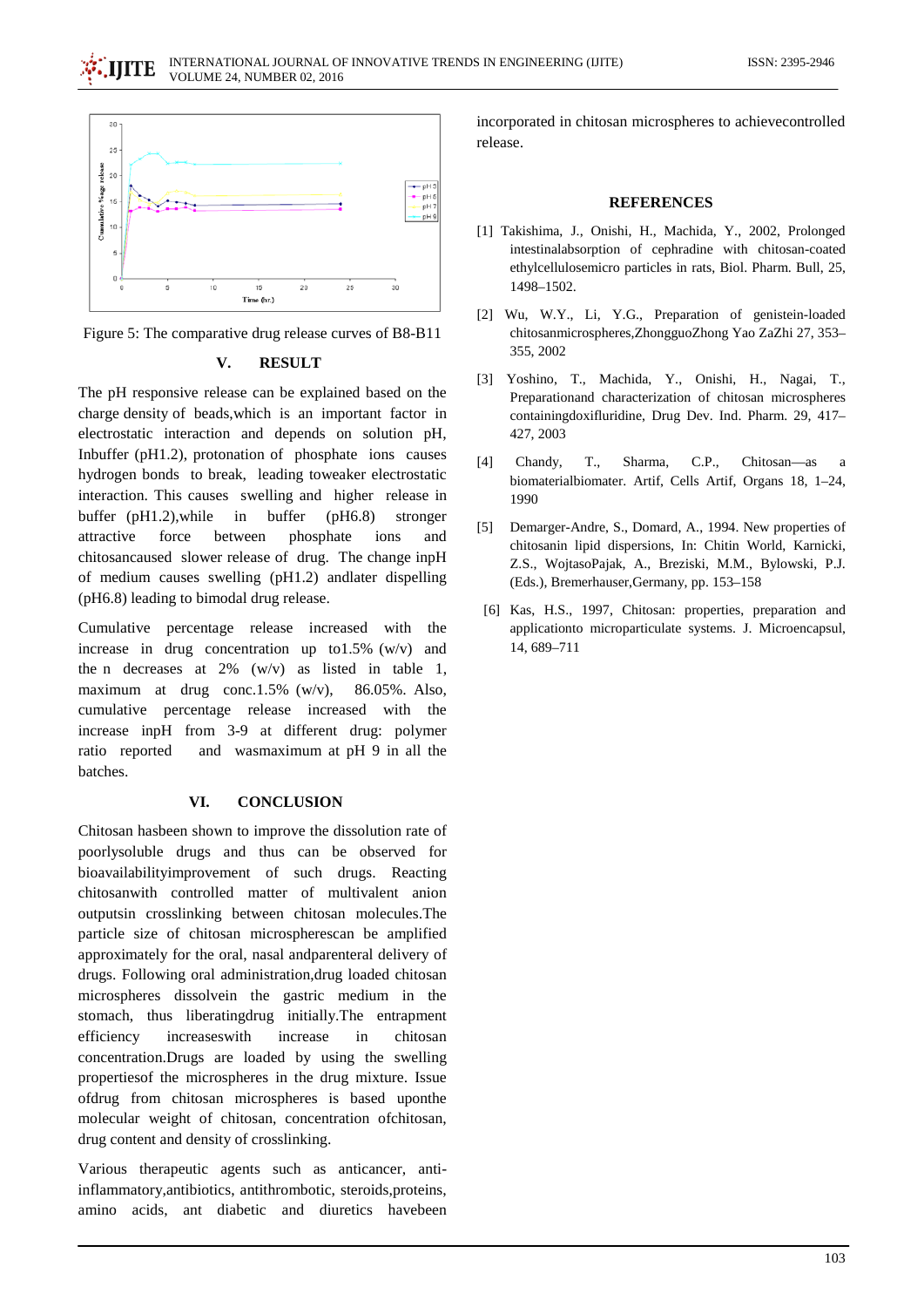30

25

20

15

10

5

0

0 5 10 15 20 25 30

Cumulative %age release

Time (hr.)

pH 3

pH 6

pH 7

pH 9

Figure 5: The comparative drug release curves of B8-B11

## V. RESULT

The pH responsive release can be explained based on the charge density of beads,which is an important factor in electrostatic interaction and depends on solution pH, Inbuffer (pH1.2), protonation of phosphate ions causes hydrogen bonds to break, leading toweaker electrostatic interaction. This causes swelling and higher release in buffer (pH1.2),while in buffer (pH6.8) stronger attractive force between phosphate ions and chitosancaused slower release of drug. The change inpH of medium causes swelling (pH1.2) andlater dispelling (pH6.8) leading to bimodal drug release.

Cumulative percentage release increased with the increase in drug concentration up to1.5% (w/v) and the n decreases at 2% (w/v) as listed in table 1, maximum at drug conc.1.5% (w/v), 86.05%. Also, cumulative percentage release increased with the increase inpH from 3-9 at different drug: polymer ratio reported and wasmaximum at pH 9 in all the batches.

## VI. CONCLUSION

Chitosan hasbeen shown to improve the dissolution rate of poorlysoluble drugs and thus can be observed for bioavailabilityimprovement of such drugs. Reacting chitosanwith controlled matter of multivalent anion outputsin crosslinking between chitosan molecules.The particle size of chitosan microspherescan be amplified approximately for the oral, nasal andparenteral delivery of drugs. Following oral administration,drug loaded chitosan microspheres dissolvein the gastric medium in the stomach, thus liberatingdrug initially.The entrapment efficiency increaseswith increase in chitosan concentration.Drugs are loaded by using the swelling propertiesof the microspheres in the drug mixture. Issue ofdrug from chitosan microspheres is based uponthe molecular weight of chitosan, concentration ofchitosan, drug content and density of crosslinking.

Various therapeutic agents such as anticancer, anti-inflammatory,antibiotics, antithrombotic, steroids,proteins, amino acids, ant diabetic and diuretics havebeen incorporated in chitosan microspheres to achievecontrolled release.

## REFERENCES

[1] Takishima, J., Onishi, H., Machida, Y., 2002, Prolonged intestinalabsorption of cephradine with chitosan-coated ethylcellulosemicro particles in rats, Biol. Pharm. Bull, 25, 1498–1502.

[2] Wu, W.Y., Li, Y.G., Preparation of genistein-loaded chitosanmicrospheres,ZhongguoZhong Yao ZaZhi 27, 353–355, 2002

[3] Yoshino, T., Machida, Y., Onishi, H., Nagai, T., Preparationand characterization of chitosan microspheres containingdoxifluridine, Drug Dev. Ind. Pharm. 29, 417–427, 2003

[4] Chandy, T., Sharma, C.P., Chitosan—as a biomaterialbiomater. Artif, Cells Artif, Organs 18, 1–24, 1990

[5] Demarger-Andre, S., Domard, A., 1994. New properties of chitosanin lipid dispersions, In: Chitin World, Karnicki, Z.S., WojtasoPajak, A., Breziski, M.M., Bylowski, P.J. (Eds.), Bremerhauser,Germany, pp. 153–158

[6] Kas, H.S., 1997, Chitosan: properties, preparation and applicationto microparticulate systems. J. Microencapsul, 14, 689–711